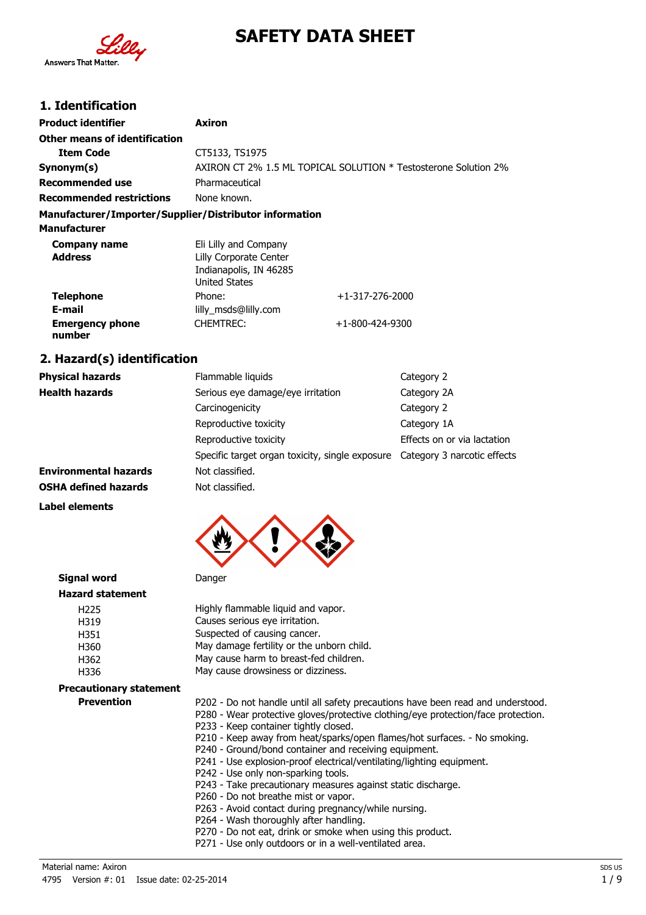# SAFETY DATA SHEET

## 1. Identification

| | |
|---|---|
| **Product identifier** | **Axiron** |
| **Other means of identification** | |
| **Item Code** | CT5133, TS1975 |
| **Synonym(s)** | AXIRON CT 2% 1.5 ML TOPICAL SOLUTION * Testosterone Solution 2% |
| **Recommended use** | Pharmaceutical |
| **Recommended restrictions** | None known. |

**Manufacturer/Importer/Supplier/Distributor information**

**Manufacturer**

| | | |
|---|---|---|
| **Company name** | Eli Lilly and Company | |
| **Address** | Lilly Corporate Center<br>Indianapolis, IN 46285<br>United States | |
| **Telephone** | Phone: | +1-317-276-2000 |
| **E-mail** | lilly_msds@lilly.com | |
| **Emergency phone number** | CHEMTREC: | +1-800-424-9300 |

## 2. Hazard(s) identification

| | | |
|---|---|---|
| **Physical hazards** | Flammable liquids | Category 2 |
| **Health hazards** | Serious eye damage/eye irritation | Category 2A |
| | Carcinogenicity | Category 2 |
| | Reproductive toxicity | Category 1A |
| | Reproductive toxicity | Effects on or via lactation |
| | Specific target organ toxicity, single exposure | Category 3 narcotic effects |
| **Environmental hazards** | Not classified. | |
| **OSHA defined hazards** | Not classified. | |

**Label elements**

**Signal word** Danger

**Hazard statement**

- H225 Highly flammable liquid and vapor.
- H319 Causes serious eye irritation.
- H351 Suspected of causing cancer.
- H360 May damage fertility or the unborn child.
- H362 May cause harm to breast-fed children.
- H336 May cause drowsiness or dizziness.

**Precautionary statement**

**Prevention**

- P202 - Do not handle until all safety precautions have been read and understood.
- P280 - Wear protective gloves/protective clothing/eye protection/face protection.
- P233 - Keep container tightly closed.
- P210 - Keep away from heat/sparks/open flames/hot surfaces. - No smoking.
- P240 - Ground/bond container and receiving equipment.
- P241 - Use explosion-proof electrical/ventilating/lighting equipment.
- P242 - Use only non-sparking tools.
- P243 - Take precautionary measures against static discharge.
- P260 - Do not breathe mist or vapor.
- P263 - Avoid contact during pregnancy/while nursing.
- P264 - Wash thoroughly after handling.
- P270 - Do not eat, drink or smoke when using this product.
- P271 - Use only outdoors or in a well-ventilated area.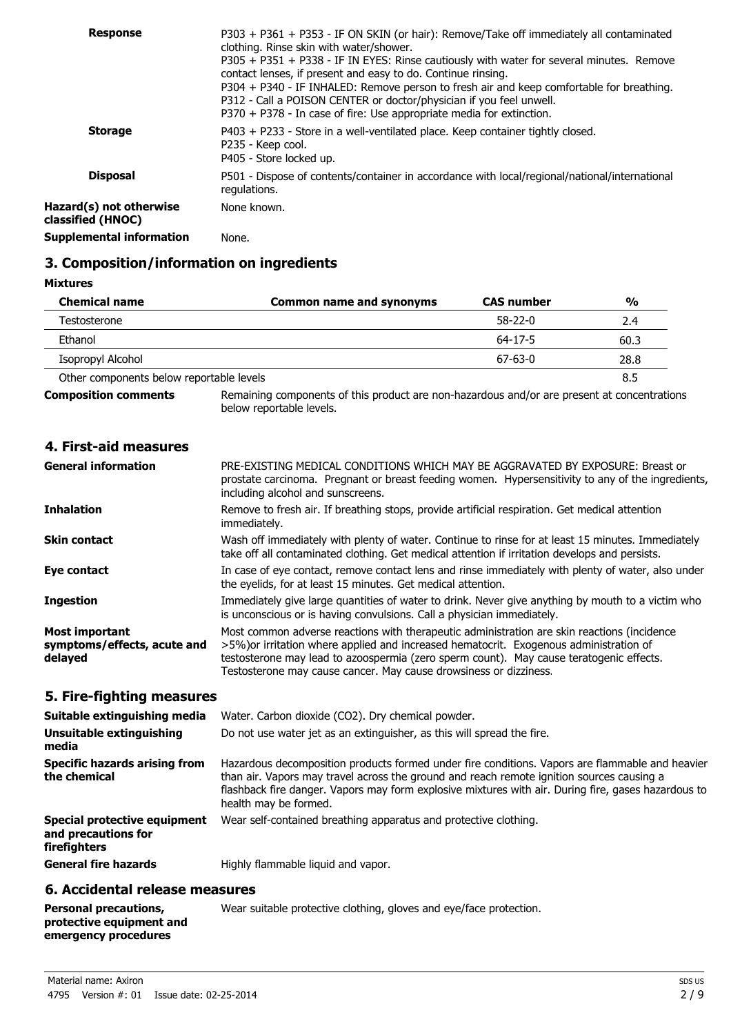| | |
|---|---|
| **Response** | P303 + P361 + P353 - IF ON SKIN (or hair): Remove/Take off immediately all contaminated clothing. Rinse skin with water/shower.<br>P305 + P351 + P338 - IF IN EYES: Rinse cautiously with water for several minutes. Remove contact lenses, if present and easy to do. Continue rinsing.<br>P304 + P340 - IF INHALED: Remove person to fresh air and keep comfortable for breathing.<br>P312 - Call a POISON CENTER or doctor/physician if you feel unwell.<br>P370 + P378 - In case of fire: Use appropriate media for extinction. |
| **Storage** | P403 + P233 - Store in a well-ventilated place. Keep container tightly closed.<br>P235 - Keep cool.<br>P405 - Store locked up. |
| **Disposal** | P501 - Dispose of contents/container in accordance with local/regional/national/international regulations. |
| **Hazard(s) not otherwise classified (HNOC)** | None known. |
| **Supplemental information** | None. |

## 3. Composition/information on ingredients

**Mixtures**

| Chemical name | Common name and synonyms | CAS number | % |
|---|---|---|---|
| Testosterone | | 58-22-0 | 2.4 |
| Ethanol | | 64-17-5 | 60.3 |
| Isopropyl Alcohol | | 67-63-0 | 28.8 |
| Other components below reportable levels | | | 8.5 |

**Composition comments** Remaining components of this product are non-hazardous and/or are present at concentrations below reportable levels.

## 4. First-aid measures

| | |
|---|---|
| **General information** | PRE-EXISTING MEDICAL CONDITIONS WHICH MAY BE AGGRAVATED BY EXPOSURE: Breast or prostate carcinoma. Pregnant or breast feeding women. Hypersensitivity to any of the ingredients, including alcohol and sunscreens. |
| **Inhalation** | Remove to fresh air. If breathing stops, provide artificial respiration. Get medical attention immediately. |
| **Skin contact** | Wash off immediately with plenty of water. Continue to rinse for at least 15 minutes. Immediately take off all contaminated clothing. Get medical attention if irritation develops and persists. |
| **Eye contact** | In case of eye contact, remove contact lens and rinse immediately with plenty of water, also under the eyelids, for at least 15 minutes. Get medical attention. |
| **Ingestion** | Immediately give large quantities of water to drink. Never give anything by mouth to a victim who is unconscious or is having convulsions. Call a physician immediately. |
| **Most important symptoms/effects, acute and delayed** | Most common adverse reactions with therapeutic administration are skin reactions (incidence >5%)or irritation where applied and increased hematocrit. Exogenous administration of testosterone may lead to azoospermia (zero sperm count). May cause teratogenic effects. Testosterone may cause cancer. May cause drowsiness or dizziness. |

## 5. Fire-fighting measures

| | |
|---|---|
| **Suitable extinguishing media** | Water. Carbon dioxide ($CO_2$). Dry chemical powder. |
| **Unsuitable extinguishing media** | Do not use water jet as an extinguisher, as this will spread the fire. |
| **Specific hazards arising from the chemical** | Hazardous decomposition products formed under fire conditions. Vapors are flammable and heavier than air. Vapors may travel across the ground and reach remote ignition sources causing a flashback fire danger. Vapors may form explosive mixtures with air. During fire, gases hazardous to health may be formed. |
| **Special protective equipment and precautions for firefighters** | Wear self-contained breathing apparatus and protective clothing. |
| **General fire hazards** | Highly flammable liquid and vapor. |

## 6. Accidental release measures

| | |
|---|---|
| **Personal precautions, protective equipment and emergency procedures** | Wear suitable protective clothing, gloves and eye/face protection. |

Material name: Axiron
4795 Version #: 01 Issue date: 02-25-2014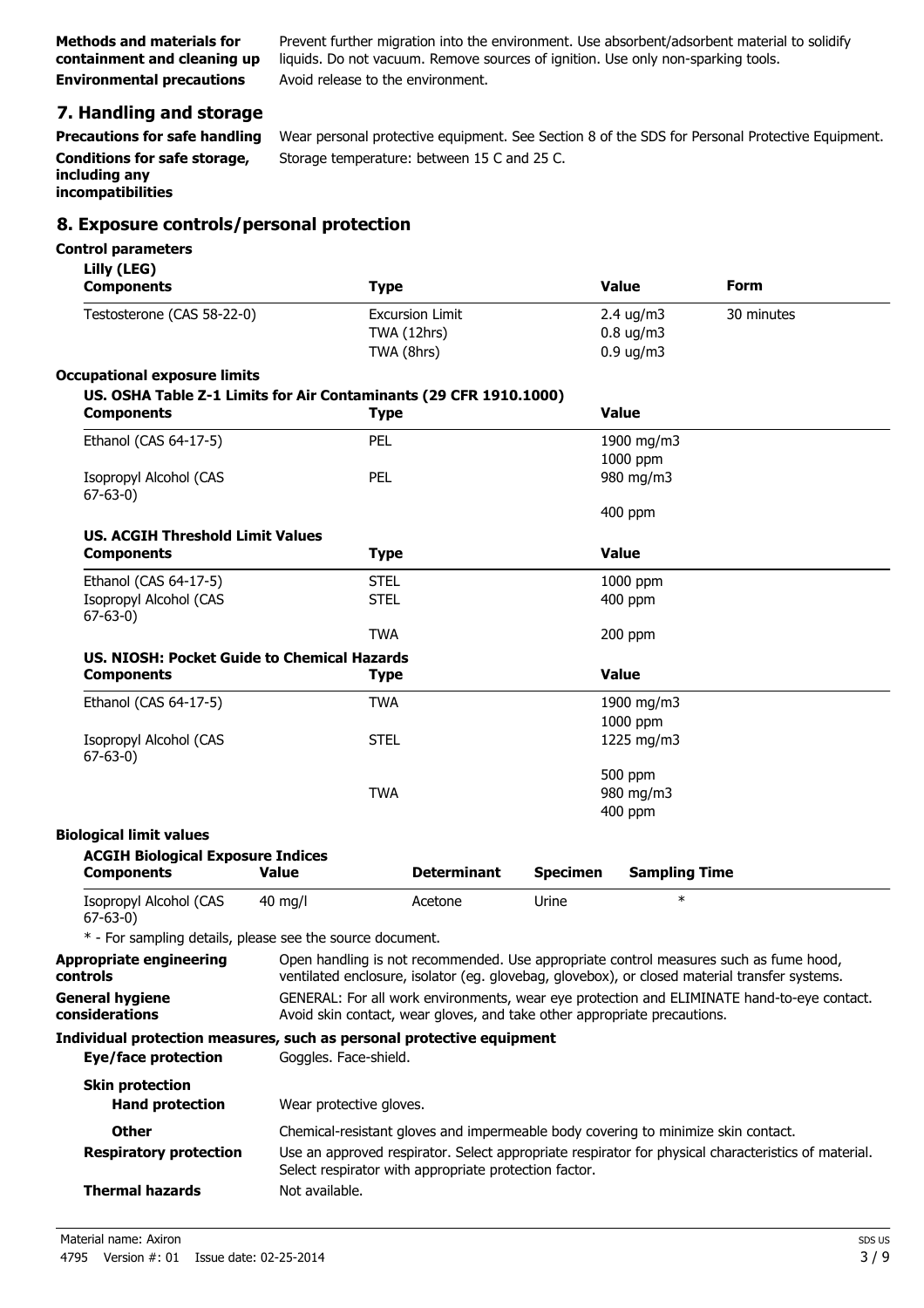**Methods and materials for containment and cleaning up** Prevent further migration into the environment. Use absorbent/adsorbent material to solidify liquids. Do not vacuum. Remove sources of ignition. Use only non-sparking tools.

**Environmental precautions** Avoid release to the environment.

## 7. Handling and storage

**Precautions for safe handling** Wear personal protective equipment. See Section 8 of the SDS for Personal Protective Equipment.

**Conditions for safe storage, including any incompatibilities** Storage temperature: between 15 C and 25 C.

## 8. Exposure controls/personal protection

**Control parameters**

**Lilly (LEG)**

| Components | Type | Value | Form |
|---|---|---|---|
| Testosterone (CAS 58-22-0) | Excursion Limit | 2.4 ug/m3 | 30 minutes |
| | TWA (12hrs) | 0.8 ug/m3 | |
| | TWA (8hrs) | 0.9 ug/m3 | |

**Occupational exposure limits**

**US. OSHA Table Z-1 Limits for Air Contaminants (29 CFR 1910.1000)**

| Components | Type | Value |
|---|---|---|
| Ethanol (CAS 64-17-5) | PEL | 1900 mg/m3 |
| | | 1000 ppm |
| Isopropyl Alcohol (CAS 67-63-0) | PEL | 980 mg/m3 |
| | | 400 ppm |

**US. ACGIH Threshold Limit Values**

| Components | Type | Value |
|---|---|---|
| Ethanol (CAS 64-17-5) | STEL | 1000 ppm |
| Isopropyl Alcohol (CAS 67-63-0) | STEL | 400 ppm |
| | TWA | 200 ppm |

**US. NIOSH: Pocket Guide to Chemical Hazards**

| Components | Type | Value |
|---|---|---|
| Ethanol (CAS 64-17-5) | TWA | 1900 mg/m3 |
| | | 1000 ppm |
| Isopropyl Alcohol (CAS 67-63-0) | STEL | 1225 mg/m3 |
| | | 500 ppm |
| | TWA | 980 mg/m3 |
| | | 400 ppm |

**Biological limit values**

**ACGIH Biological Exposure Indices**

| Components | Value | Determinant | Specimen | Sampling Time |
|---|---|---|---|---|
| Isopropyl Alcohol (CAS 67-63-0) | 40 mg/l | Acetone | Urine | * |

\* - For sampling details, please see the source document.

**Appropriate engineering controls** Open handling is not recommended. Use appropriate control measures such as fume hood, ventilated enclosure, isolator (eg. glovebag, glovebox), or closed material transfer systems.

**General hygiene considerations** GENERAL: For all work environments, wear eye protection and ELIMINATE hand-to-eye contact. Avoid skin contact, wear gloves, and take other appropriate precautions.

**Individual protection measures, such as personal protective equipment**

**Eye/face protection** Goggles. Face-shield.

**Skin protection**

**Hand protection** Wear protective gloves.

**Other** Chemical-resistant gloves and impermeable body covering to minimize skin contact.

**Respiratory protection** Use an approved respirator. Select appropriate respirator for physical characteristics of material. Select respirator with appropriate protection factor.

**Thermal hazards** Not available.

Material name: Axiron

4795 Version #: 01 Issue date: 02-25-2014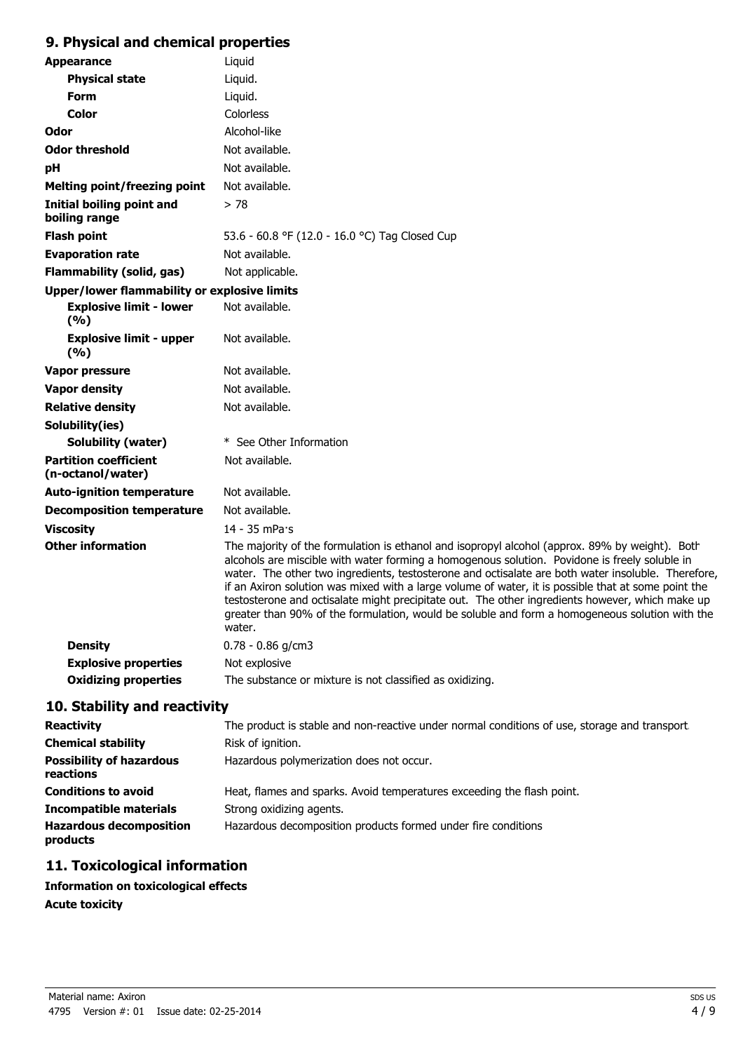## 9. Physical and chemical properties

| Property | Value |
|---|---|
| **Appearance** | Liquid |
| **Physical state** | Liquid. |
| **Form** | Liquid. |
| **Color** | Colorless |
| **Odor** | Alcohol-like |
| **Odor threshold** | Not available. |
| **pH** | Not available. |
| **Melting point/freezing point** | Not available. |
| **Initial boiling point and boiling range** | > 78 |
| **Flash point** | 53.6 - 60.8 °F (12.0 - 16.0 °C) Tag Closed Cup |
| **Evaporation rate** | Not available. |
| **Flammability (solid, gas)** | Not applicable. |
| **Upper/lower flammability or explosive limits** | |
| **Explosive limit - lower (%)** | Not available. |
| **Explosive limit - upper (%)** | Not available. |
| **Vapor pressure** | Not available. |
| **Vapor density** | Not available. |
| **Relative density** | Not available. |
| **Solubility(ies)** | |
| **Solubility (water)** | * See Other Information |
| **Partition coefficient (n-octanol/water)** | Not available. |
| **Auto-ignition temperature** | Not available. |
| **Decomposition temperature** | Not available. |
| **Viscosity** | 14 - 35 mPa·s |
| **Other information** | The majority of the formulation is ethanol and isopropyl alcohol (approx. 89% by weight). Both alcohols are miscible with water forming a homogenous solution. Povidone is freely soluble in water. The other two ingredients, testosterone and octisalate are both water insoluble. Therefore, if an Axiron solution was mixed with a large volume of water, it is possible that at some point the testosterone and octisalate might precipitate out. The other ingredients however, which make up greater than 90% of the formulation, would be soluble and form a homogeneous solution with the water. |
| **Density** | 0.78 - 0.86 g/cm3 |
| **Explosive properties** | Not explosive |
| **Oxidizing properties** | The substance or mixture is not classified as oxidizing. |

## 10. Stability and reactivity

| Property | Value |
|---|---|
| **Reactivity** | The product is stable and non-reactive under normal conditions of use, storage and transport. |
| **Chemical stability** | Risk of ignition. |
| **Possibility of hazardous reactions** | Hazardous polymerization does not occur. |
| **Conditions to avoid** | Heat, flames and sparks. Avoid temperatures exceeding the flash point. |
| **Incompatible materials** | Strong oxidizing agents. |
| **Hazardous decomposition products** | Hazardous decomposition products formed under fire conditions |

## 11. Toxicological information

**Information on toxicological effects**

**Acute toxicity**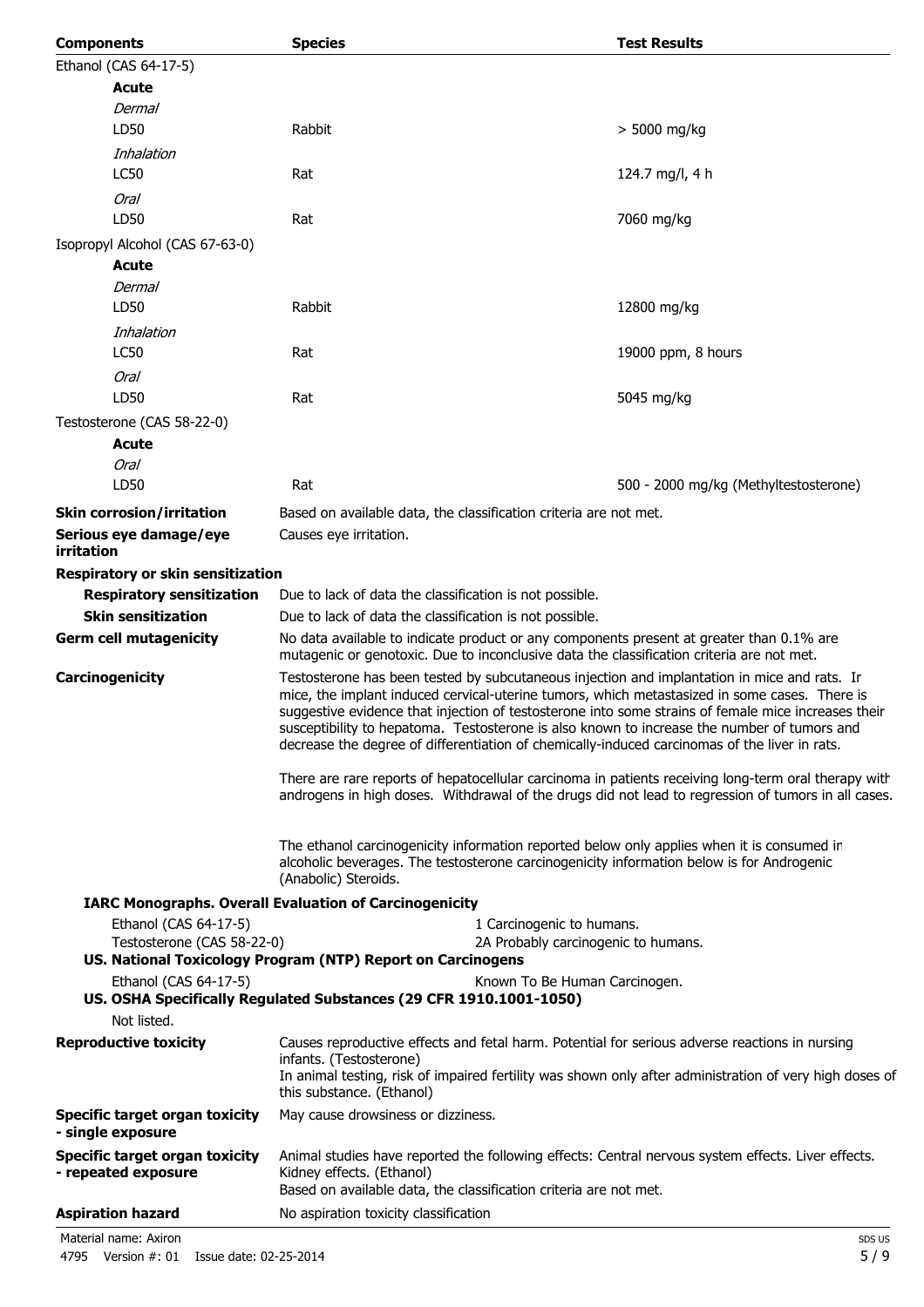| Components | Species | Test Results |
|---|---|---|
| Ethanol (CAS 64-17-5) | | |
| **Acute** | | |
| *Dermal* | | |
| LD50 | Rabbit | > 5000 mg/kg |
| *Inhalation* | | |
| LC50 | Rat | 124.7 mg/l, 4 h |
| *Oral* | | |
| LD50 | Rat | 7060 mg/kg |
| Isopropyl Alcohol (CAS 67-63-0) | | |
| **Acute** | | |
| *Dermal* | | |
| LD50 | Rabbit | 12800 mg/kg |
| *Inhalation* | | |
| LC50 | Rat | 19000 ppm, 8 hours |
| *Oral* | | |
| LD50 | Rat | 5045 mg/kg |
| Testosterone (CAS 58-22-0) | | |
| **Acute** | | |
| *Oral* | | |
| LD50 | Rat | 500 - 2000 mg/kg (Methyltestosterone) |

**Skin corrosion/irritation** Based on available data, the classification criteria are not met.

**Serious eye damage/eye irritation** Causes eye irritation.

**Respiratory or skin sensitization**

**Respiratory sensitization** Due to lack of data the classification is not possible.

**Skin sensitization** Due to lack of data the classification is not possible.

**Germ cell mutagenicity** No data available to indicate product or any components present at greater than 0.1% are mutagenic or genotoxic. Due to inconclusive data the classification criteria are not met.

**Carcinogenicity** Testosterone has been tested by subcutaneous injection and implantation in mice and rats. In mice, the implant induced cervical-uterine tumors, which metastasized in some cases. There is suggestive evidence that injection of testosterone into some strains of female mice increases their susceptibility to hepatoma. Testosterone is also known to increase the number of tumors and decrease the degree of differentiation of chemically-induced carcinomas of the liver in rats.

There are rare reports of hepatocellular carcinoma in patients receiving long-term oral therapy with androgens in high doses. Withdrawal of the drugs did not lead to regression of tumors in all cases.

The ethanol carcinogenicity information reported below only applies when it is consumed in alcoholic beverages. The testosterone carcinogenicity information below is for Androgenic (Anabolic) Steroids.

**IARC Monographs. Overall Evaluation of Carcinogenicity**

| | |
|---|---|
| Ethanol (CAS 64-17-5) | 1 Carcinogenic to humans. |
| Testosterone (CAS 58-22-0) | 2A Probably carcinogenic to humans. |

**US. National Toxicology Program (NTP) Report on Carcinogens**

| | |
|---|---|
| Ethanol (CAS 64-17-5) | Known To Be Human Carcinogen. |

**US. OSHA Specifically Regulated Substances (29 CFR 1910.1001-1050)**

Not listed.

**Reproductive toxicity** Causes reproductive effects and fetal harm. Potential for serious adverse reactions in nursing infants. (Testosterone)
In animal testing, risk of impaired fertility was shown only after administration of very high doses of this substance. (Ethanol)

**Specific target organ toxicity - single exposure** May cause drowsiness or dizziness.

**Specific target organ toxicity - repeated exposure** Animal studies have reported the following effects: Central nervous system effects. Liver effects. Kidney effects. (Ethanol)
Based on available data, the classification criteria are not met.

**Aspiration hazard** No aspiration toxicity classification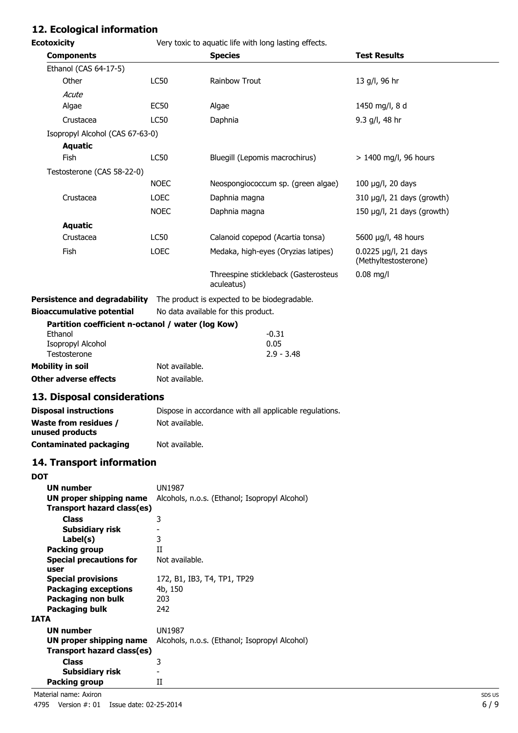## 12. Ecological information

**Ecotoxicity** Very toxic to aquatic life with long lasting effects.

| Components | | Species | Test Results |
|---|---|---|---|
| Ethanol (CAS 64-17-5) | | | |
| Other | LC50 | Rainbow Trout | 13 g/l, 96 hr |
| *Acute* | | | |
| Algae | EC50 | Algae | 1450 mg/l, 8 d |
| Crustacea | LC50 | Daphnia | 9.3 g/l, 48 hr |
| Isopropyl Alcohol (CAS 67-63-0) | | | |
| **Aquatic** | | | |
| Fish | LC50 | Bluegill (Lepomis macrochirus) | > 1400 mg/l, 96 hours |
| Testosterone (CAS 58-22-0) | | | |
| | NOEC | Neospongiococcum sp. (green algae) | 100 µg/l, 20 days |
| Crustacea | LOEC | Daphnia magna | 310 µg/l, 21 days (growth) |
| | NOEC | Daphnia magna | 150 µg/l, 21 days (growth) |
| **Aquatic** | | | |
| Crustacea | LC50 | Calanoid copepod (Acartia tonsa) | 5600 µg/l, 48 hours |
| Fish | LOEC | Medaka, high-eyes (Oryzias latipes) | 0.0225 µg/l, 21 days (Methyltestosterone) |
| | | Threespine stickleback (Gasterosteus aculeatus) | 0.08 mg/l |

**Persistence and degradability** The product is expected to be biodegradable.

**Bioaccumulative potential** No data available for this product.

**Partition coefficient n-octanol / water (log Kow)**

| | |
|---|---|
| Ethanol | -0.31 |
| Isopropyl Alcohol | 0.05 |
| Testosterone | 2.9 - 3.48 |

**Mobility in soil** Not available.

**Other adverse effects** Not available.

## 13. Disposal considerations

**Disposal instructions** Dispose in accordance with all applicable regulations.

**Waste from residues / unused products** Not available.

**Contaminated packaging** Not available.

## 14. Transport information

**DOT**

| | |
|---|---|
| **UN number** | UN1987 |
| **UN proper shipping name** | Alcohols, n.o.s. (Ethanol; Isopropyl Alcohol) |
| **Transport hazard class(es)** | |
| **Class** | 3 |
| **Subsidiary risk** | - |
| **Label(s)** | 3 |
| **Packing group** | II |
| **Special precautions for user** | Not available. |
| **Special provisions** | 172, B1, IB3, T4, TP1, TP29 |
| **Packaging exceptions** | 4b, 150 |
| **Packaging non bulk** | 203 |
| **Packaging bulk** | 242 |

**IATA**

| | |
|---|---|
| **UN number** | UN1987 |
| **UN proper shipping name** | Alcohols, n.o.s. (Ethanol; Isopropyl Alcohol) |
| **Transport hazard class(es)** | |
| **Class** | 3 |
| **Subsidiary risk** | - |
| **Packing group** | II |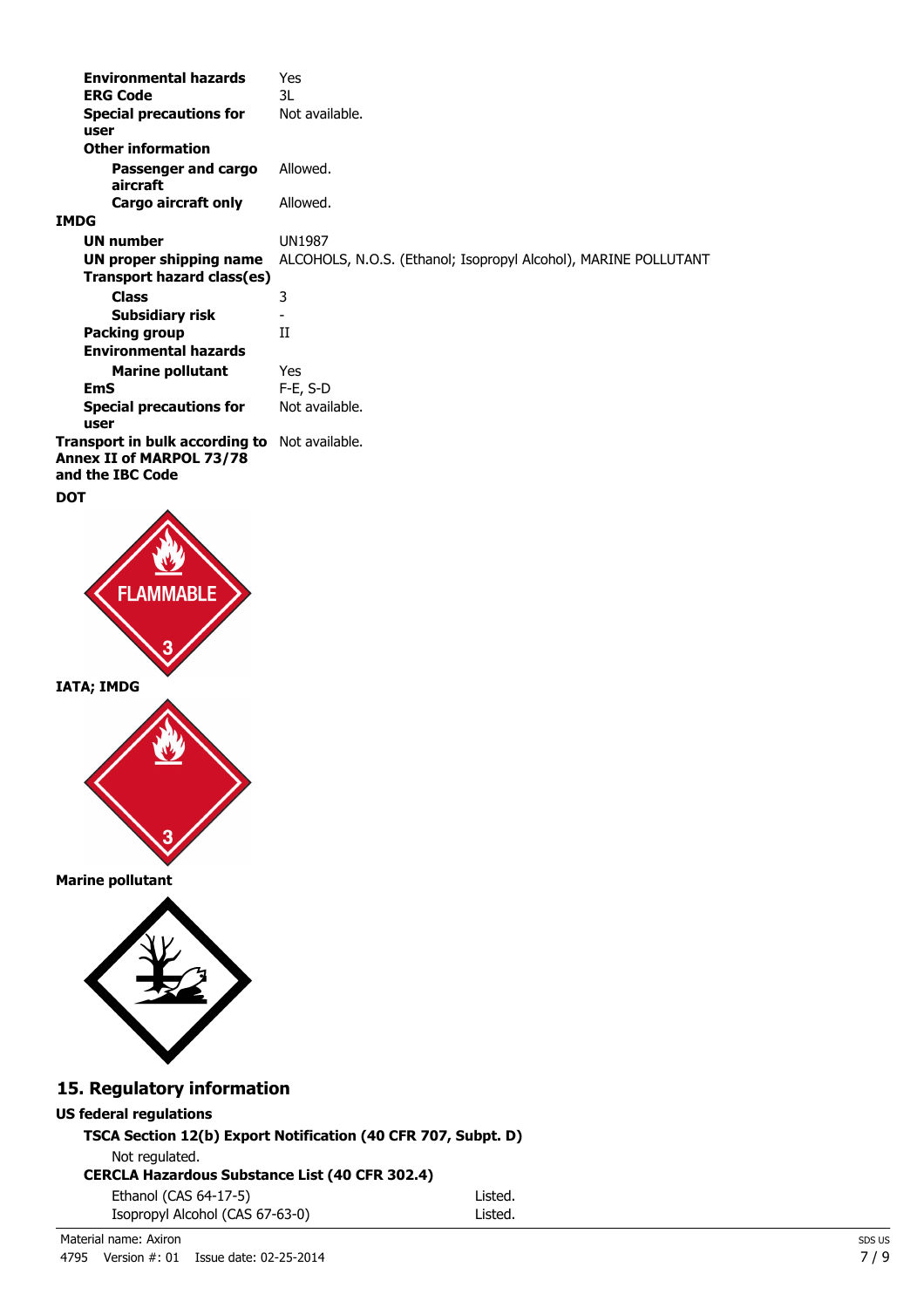| | |
|---|---|
| **Environmental hazards** | Yes |
| **ERG Code** | 3L |
| **Special precautions for user** | Not available. |
| **Other information** | |
| **Passenger and cargo aircraft** | Allowed. |
| **Cargo aircraft only** | Allowed. |

**IMDG**

| | |
|---|---|
| **UN number** | UN1987 |
| **UN proper shipping name** | ALCOHOLS, N.O.S. (Ethanol; Isopropyl Alcohol), MARINE POLLUTANT |
| **Transport hazard class(es)** | |
| **Class** | 3 |
| **Subsidiary risk** | - |
| **Packing group** | II |
| **Environmental hazards** | |
| **Marine pollutant** | Yes |
| **EmS** | F-E, S-D |
| **Special precautions for user** | Not available. |
| **Transport in bulk according to Annex II of MARPOL 73/78 and the IBC Code** | Not available. |

**DOT**

**IATA; IMDG**

**Marine pollutant**

## 15. Regulatory information

**US federal regulations**

**TSCA Section 12(b) Export Notification (40 CFR 707, Subpt. D)**

Not regulated.

**CERCLA Hazardous Substance List (40 CFR 302.4)**

| | |
|---|---|
| Ethanol (CAS 64-17-5) | Listed. |
| Isopropyl Alcohol (CAS 67-63-0) | Listed. |

Material name: Axiron

4795 Version #: 01 Issue date: 02-25-2014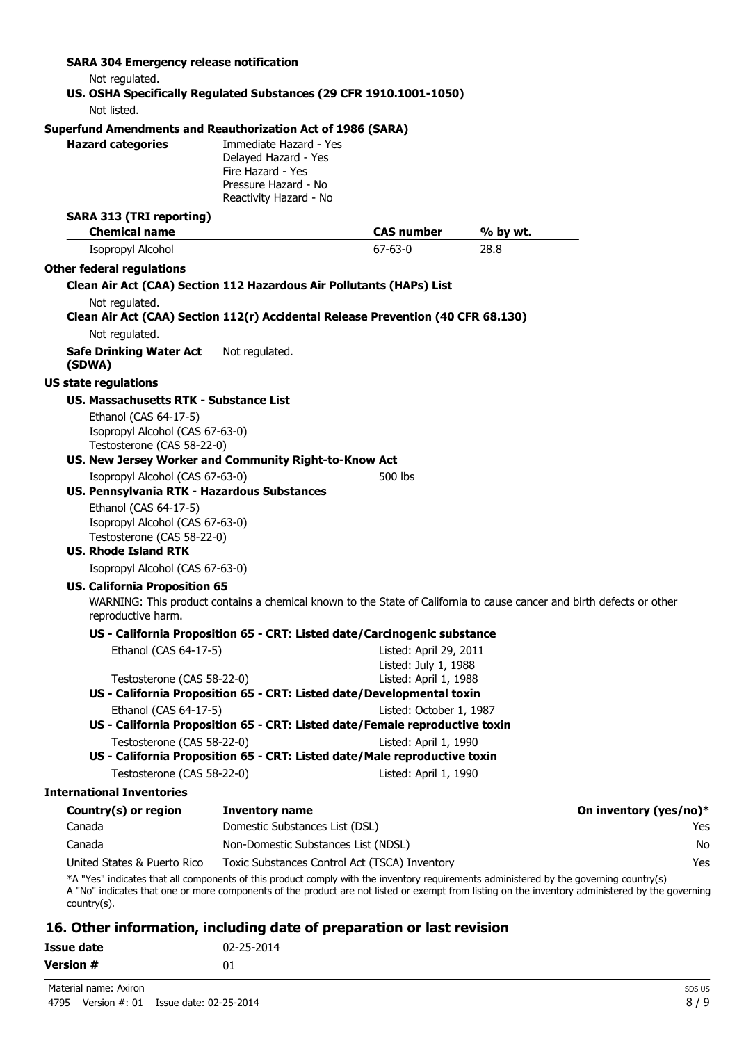**SARA 304 Emergency release notification**

Not regulated.

**US. OSHA Specifically Regulated Substances (29 CFR 1910.1001-1050)**

Not listed.

**Superfund Amendments and Reauthorization Act of 1986 (SARA)**

**Hazard categories**
Immediate Hazard - Yes
Delayed Hazard - Yes
Fire Hazard - Yes
Pressure Hazard - No
Reactivity Hazard - No

**SARA 313 (TRI reporting)**

| Chemical name | CAS number | % by wt. |
|---|---|---|
| Isopropyl Alcohol | 67-63-0 | 28.8 |

**Other federal regulations**

**Clean Air Act (CAA) Section 112 Hazardous Air Pollutants (HAPs) List**

Not regulated.

**Clean Air Act (CAA) Section 112(r) Accidental Release Prevention (40 CFR 68.130)**

Not regulated.

**Safe Drinking Water Act (SDWA)** Not regulated.

**US state regulations**

**US. Massachusetts RTK - Substance List**

Ethanol (CAS 64-17-5)
Isopropyl Alcohol (CAS 67-63-0)
Testosterone (CAS 58-22-0)

**US. New Jersey Worker and Community Right-to-Know Act**

Isopropyl Alcohol (CAS 67-63-0) 500 lbs

**US. Pennsylvania RTK - Hazardous Substances**

Ethanol (CAS 64-17-5)
Isopropyl Alcohol (CAS 67-63-0)
Testosterone (CAS 58-22-0)

**US. Rhode Island RTK**

Isopropyl Alcohol (CAS 67-63-0)

**US. California Proposition 65**

WARNING: This product contains a chemical known to the State of California to cause cancer and birth defects or other reproductive harm.

**US - California Proposition 65 - CRT: Listed date/Carcinogenic substance**

| | |
|---|---|
| Ethanol (CAS 64-17-5) | Listed: April 29, 2011 |
| | Listed: July 1, 1988 |
| Testosterone (CAS 58-22-0) | Listed: April 1, 1988 |

**US - California Proposition 65 - CRT: Listed date/Developmental toxin**

| | |
|---|---|
| Ethanol (CAS 64-17-5) | Listed: October 1, 1987 |

**US - California Proposition 65 - CRT: Listed date/Female reproductive toxin**

| | |
|---|---|
| Testosterone (CAS 58-22-0) | Listed: April 1, 1990 |

**US - California Proposition 65 - CRT: Listed date/Male reproductive toxin**

| | |
|---|---|
| Testosterone (CAS 58-22-0) | Listed: April 1, 1990 |

**International Inventories**

| Country(s) or region | Inventory name | On inventory (yes/no)* |
|---|---|---|
| Canada | Domestic Substances List (DSL) | Yes |
| Canada | Non-Domestic Substances List (NDSL) | No |
| United States & Puerto Rico | Toxic Substances Control Act (TSCA) Inventory | Yes |

*A "Yes" indicates that all components of this product comply with the inventory requirements administered by the governing country(s)
A "No" indicates that one or more components of the product are not listed or exempt from listing on the inventory administered by the governing country(s).

## 16. Other information, including date of preparation or last revision

| | |
|---|---|
| **Issue date** | 02-25-2014 |
| **Version #** | 01 |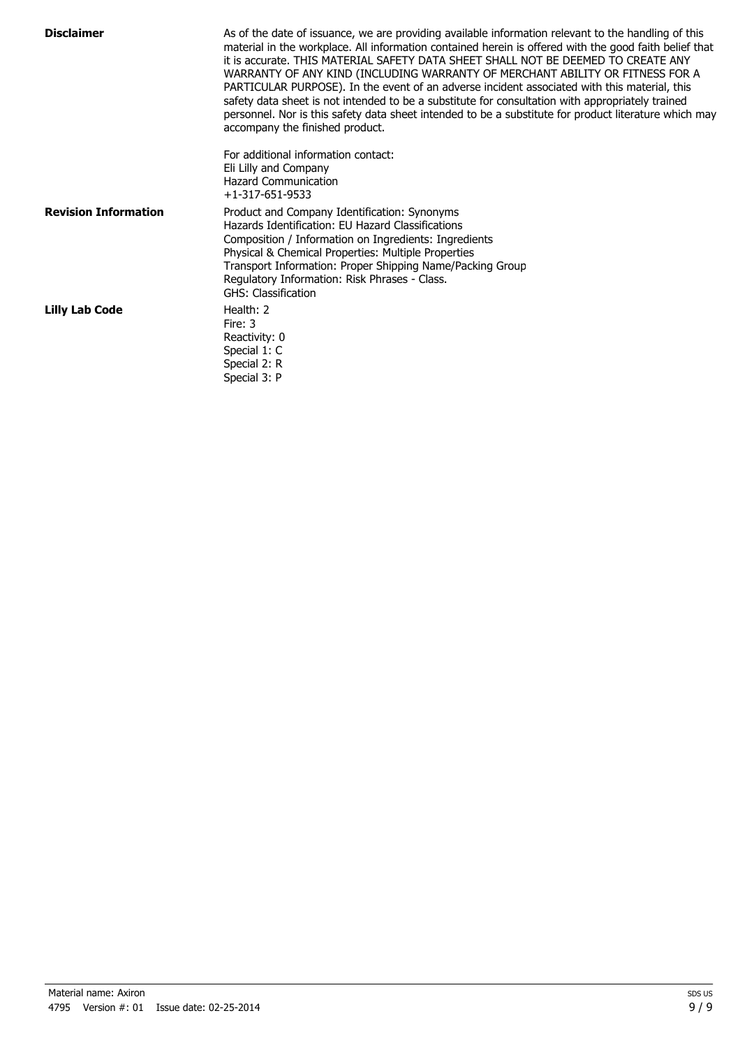**Disclaimer**

As of the date of issuance, we are providing available information relevant to the handling of this material in the workplace. All information contained herein is offered with the good faith belief that it is accurate. THIS MATERIAL SAFETY DATA SHEET SHALL NOT BE DEEMED TO CREATE ANY WARRANTY OF ANY KIND (INCLUDING WARRANTY OF MERCHANT ABILITY OR FITNESS FOR A PARTICULAR PURPOSE). In the event of an adverse incident associated with this material, this safety data sheet is not intended to be a substitute for consultation with appropriately trained personnel. Nor is this safety data sheet intended to be a substitute for product literature which may accompany the finished product.

For additional information contact:
Eli Lilly and Company
Hazard Communication
+1-317-651-9533

**Revision Information**

Product and Company Identification: Synonyms
Hazards Identification: EU Hazard Classifications
Composition / Information on Ingredients: Ingredients
Physical & Chemical Properties: Multiple Properties
Transport Information: Proper Shipping Name/Packing Group
Regulatory Information: Risk Phrases - Class.
GHS: Classification

**Lilly Lab Code**

Health: 2
Fire: 3
Reactivity: 0
Special 1: C
Special 2: R
Special 3: P